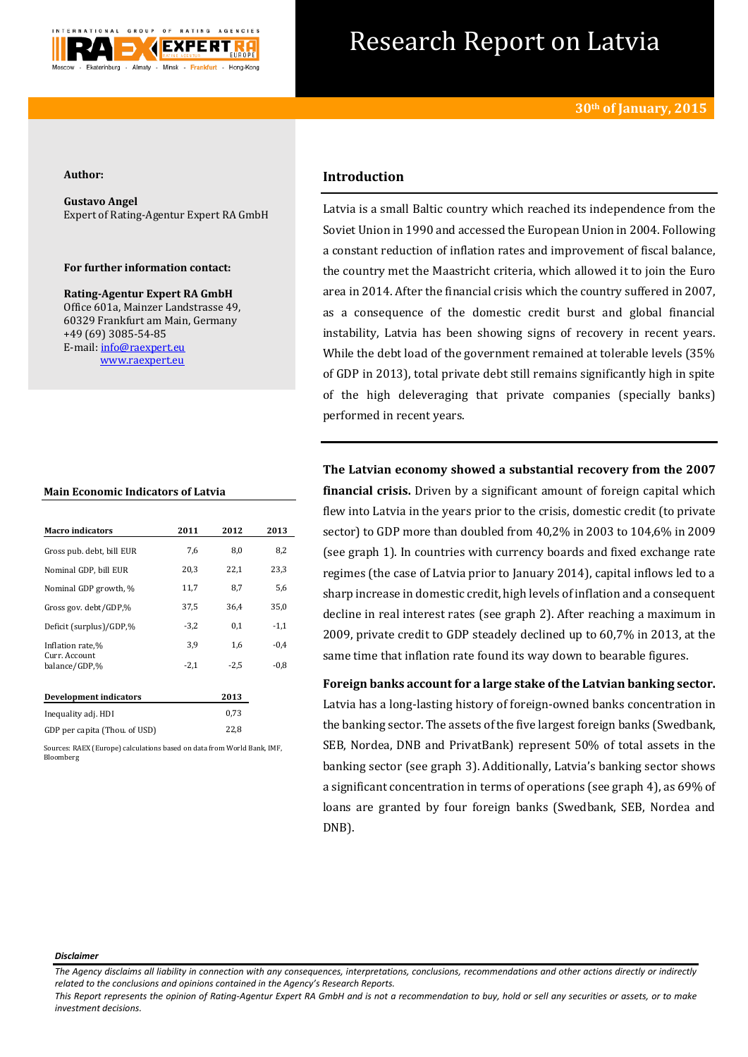# Research Report on Latvia

**30th of January, 2015**

**Author:**

**Gustavo Angel**
Expert of Rating-Agentur Expert RA GmbH

**For further information contact:**

**Rating-Agentur Expert RA GmbH**
Office 601a, Mainzer Landstrasse 49,
60329 Frankfurt am Main, Germany
+49 (69) 3085-54-85
E-mail: info@raexpert.eu
www.raexpert.eu

## Introduction

Latvia is a small Baltic country which reached its independence from the Soviet Union in 1990 and accessed the European Union in 2004. Following a constant reduction of inflation rates and improvement of fiscal balance, the country met the Maastricht criteria, which allowed it to join the Euro area in 2014. After the financial crisis which the country suffered in 2007, as a consequence of the domestic credit burst and global financial instability, Latvia has been showing signs of recovery in recent years. While the debt load of the government remained at tolerable levels (35% of GDP in 2013), total private debt still remains significantly high in spite of the high deleveraging that private companies (specially banks) performed in recent years.

### Main Economic Indicators of Latvia

| Macro indicators | 2011 | 2012 | 2013 |
|---|---|---|---|
| Gross pub. debt, bill EUR | 7,6 | 8,0 | 8,2 |
| Nominal GDP, bill EUR | 20,3 | 22,1 | 23,3 |
| Nominal GDP growth, % | 11,7 | 8,7 | 5,6 |
| Gross gov. debt/GDP,% | 37,5 | 36,4 | 35,0 |
| Deficit (surplus)/GDP,% | -3,2 | 0,1 | -1,1 |
| Inflation rate,% | 3,9 | 1,6 | -0,4 |
| Curr. Account balance/GDP,% | -2,1 | -2,5 | -0,8 |

| Development indicators | 2013 |
|---|---|
| Inequality adj. HDI | 0,73 |
| GDP per capita (Thou. of USD) | 22,8 |

Sources: RAEX (Europe) calculations based on data from World Bank, IMF, Bloomberg

**The Latvian economy showed a substantial recovery from the 2007 financial crisis.** Driven by a significant amount of foreign capital which flew into Latvia in the years prior to the crisis, domestic credit (to private sector) to GDP more than doubled from 40,2% in 2003 to 104,6% in 2009 (see graph 1). In countries with currency boards and fixed exchange rate regimes (the case of Latvia prior to January 2014), capital inflows led to a sharp increase in domestic credit, high levels of inflation and a consequent decline in real interest rates (see graph 2). After reaching a maximum in 2009, private credit to GDP steadely declined up to 60,7% in 2013, at the same time that inflation rate found its way down to bearable figures.

**Foreign banks account for a large stake of the Latvian banking sector.** Latvia has a long-lasting history of foreign-owned banks concentration in the banking sector. The assets of the five largest foreign banks (Swedbank, SEB, Nordea, DNB and PrivatBank) represent 50% of total assets in the banking sector (see graph 3). Additionally, Latvia's banking sector shows a significant concentration in terms of operations (see graph 4), as 69% of loans are granted by four foreign banks (Swedbank, SEB, Nordea and DNB).

*Disclaimer*

*The Agency disclaims all liability in connection with any consequences, interpretations, conclusions, recommendations and other actions directly or indirectly related to the conclusions and opinions contained in the Agency's Research Reports.*
*This Report represents the opinion of Rating-Agentur Expert RA GmbH and is not a recommendation to buy, hold or sell any securities or assets, or to make investment decisions.*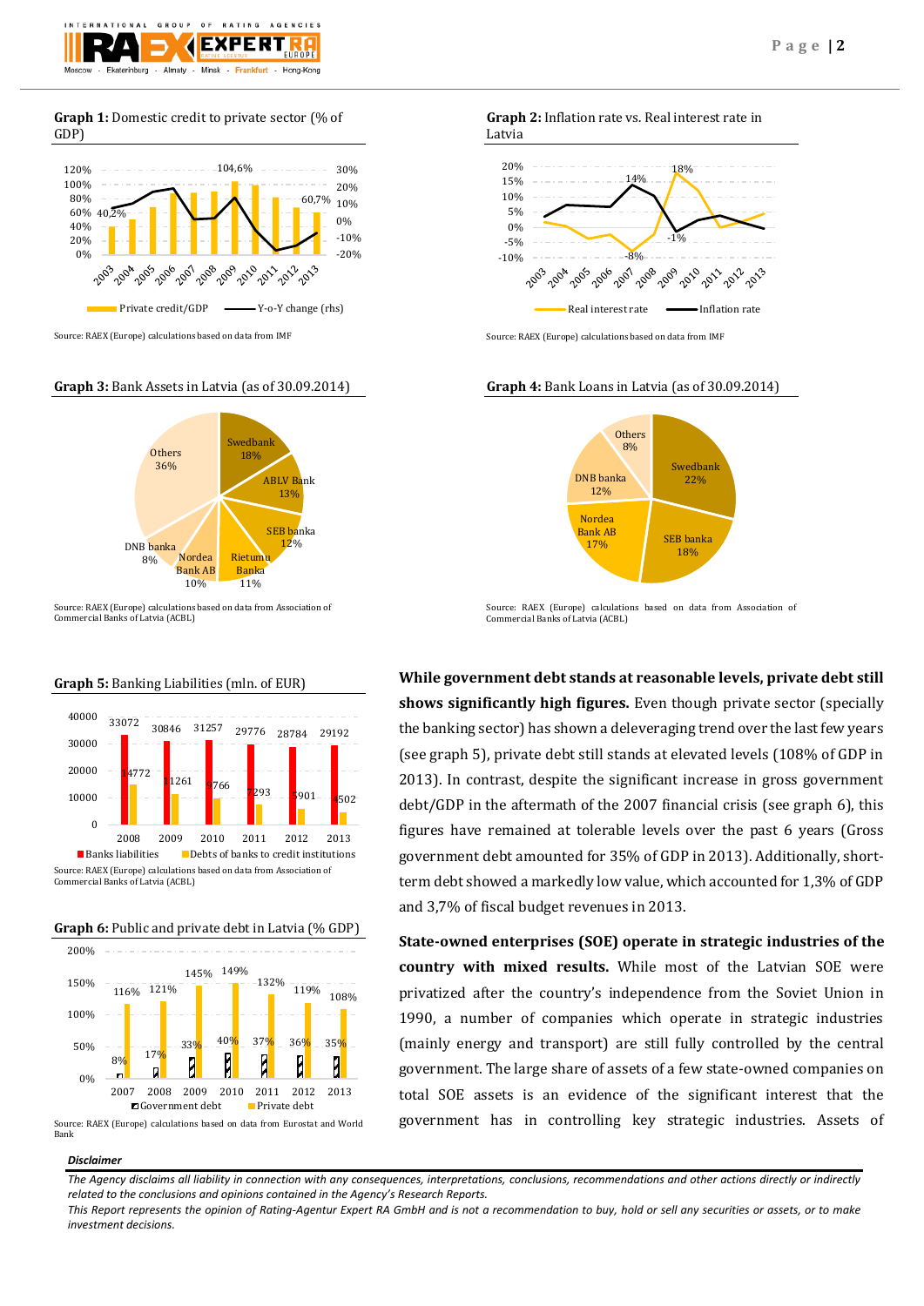**Graph 1:** Domestic credit to private sector (% of GDP)

120%
100%
80%
60%
40%
20%
0%

30%
20%
10%
0%
-10%
-20%

40,2%
104,6%
60,7%

2003 2004 2005 2006 2007 2008 2009 2010 2011 2012 2013

Private credit/GDP
Y-o-Y change (rhs)

Source: RAEX (Europe) calculations based on data from IMF

**Graph 2:** Inflation rate vs. Real interest rate in Latvia

20%
15%
10%
5%
0%
-5%
-10%

14%
18%
-1%
-8%

2003 2004 2005 2006 2007 2008 2009 2010 2011 2012 2013

Real interest rate
Inflation rate

Source: RAEX (Europe) calculations based on data from IMF

**Graph 3:** Bank Assets in Latvia (as of 30.09.2014)

Swedbank 18%
ABLV Bank 13%
SEB banka 12%
Rietumu Banka 11%
Nordea Bank AB 10%
DNB banka 8%
Others 36%

Source: RAEX (Europe) calculations based on data from Association of Commercial Banks of Latvia (ACBL)

**Graph 4:** Bank Loans in Latvia (as of 30.09.2014)

Swedbank 22%
SEB banka 18%
Nordea Bank AB 17%
DNB banka 12%
Others 8%

Source: RAEX (Europe) calculations based on data from Association of Commercial Banks of Latvia (ACBL)

**Graph 5:** Banking Liabilities (mln. of EUR)

40000
30000
20000
10000
0

33072
14772
30846
11261
31257
9766
29776
7293
28784
5901
29192
4502

2008 2009 2010 2011 2012 2013

Banks liabilities
Debts of banks to credit institutions

Source: RAEX (Europe) calculations based on data from Association of Commercial Banks of Latvia (ACBL)

**Graph 6:** Public and private debt in Latvia (% GDP)

200%
150%
100%
50%
0%

116%
8%
121%
17%
145%
33%
149%
40%
132%
37%
119%
36%
108%
35%

2007 2008 2009 2010 2011 2012 2013

Government debt
Private debt

Source: RAEX (Europe) calculations based on data from Eurostat and World Bank

**While government debt stands at reasonable levels, private debt still shows significantly high figures.** Even though private sector (specially the banking sector) has shown a deleveraging trend over the last few years (see graph 5), private debt still stands at elevated levels (108% of GDP in 2013). In contrast, despite the significant increase in gross government debt/GDP in the aftermath of the 2007 financial crisis (see graph 6), this figures have remained at tolerable levels over the past 6 years (Gross government debt amounted for 35% of GDP in 2013). Additionally, short-term debt showed a markedly low value, which accounted for 1,3% of GDP and 3,7% of fiscal budget revenues in 2013.

**State-owned enterprises (SOE) operate in strategic industries of the country with mixed results.** While most of the Latvian SOE were privatized after the country's independence from the Soviet Union in 1990, a number of companies which operate in strategic industries (mainly energy and transport) are still fully controlled by the central government. The large share of assets of a few state-owned companies on total SOE assets is an evidence of the significant interest that the government has in controlling key strategic industries. Assets of

***Disclaimer***

*The Agency disclaims all liability in connection with any consequences, interpretations, conclusions, recommendations and other actions directly or indirectly related to the conclusions and opinions contained in the Agency's Research Reports.*

*This Report represents the opinion of Rating-Agentur Expert RA GmbH and is not a recommendation to buy, hold or sell any securities or assets, or to make investment decisions.*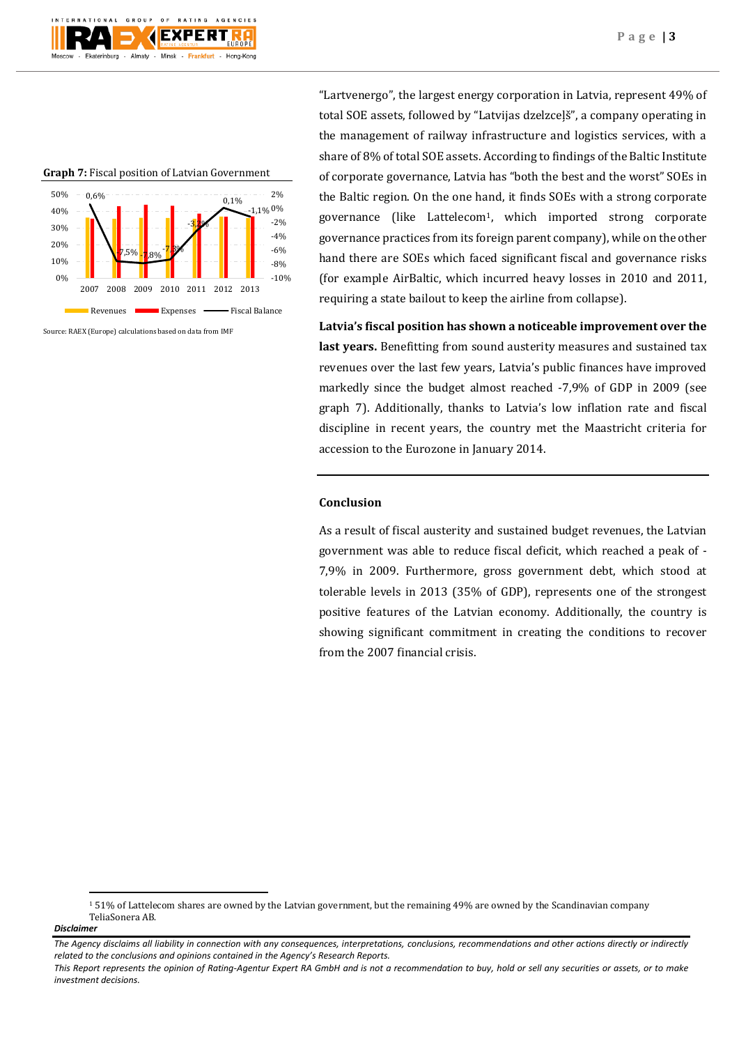**Graph 7:** Fiscal position of Latvian Government

50%
40%
30%
20%
10%
0%

2%
0%
-2%
-4%
-6%
-8%
-10%

0,6%
-7,5%
-7,8%
-7,3%
-3,2%
0,1%
-1,1%

2007 2008 2009 2010 2011 2012 2013

Revenues Expenses Fiscal Balance

Source: RAEX (Europe) calculations based on data from IMF

"Lartvenergo", the largest energy corporation in Latvia, represent 49% of total SOE assets, followed by "Latvijas dzelzceļš", a company operating in the management of railway infrastructure and logistics services, with a share of 8% of total SOE assets. According to findings of the Baltic Institute of corporate governance, Latvia has "both the best and the worst" SOEs in the Baltic region. On the one hand, it finds SOEs with a strong corporate governance (like Lattelecom[1], which imported strong corporate governance practices from its foreign parent company), while on the other hand there are SOEs which faced significant fiscal and governance risks (for example AirBaltic, which incurred heavy losses in 2010 and 2011, requiring a state bailout to keep the airline from collapse).

**Latvia's fiscal position has shown a noticeable improvement over the last years.** Benefitting from sound austerity measures and sustained tax revenues over the last few years, Latvia's public finances have improved markedly since the budget almost reached -7,9% of GDP in 2009 (see graph 7). Additionally, thanks to Latvia's low inflation rate and fiscal discipline in recent years, the country met the Maastricht criteria for accession to the Eurozone in January 2014.

### Conclusion

As a result of fiscal austerity and sustained budget revenues, the Latvian government was able to reduce fiscal deficit, which reached a peak of -7,9% in 2009. Furthermore, gross government debt, which stood at tolerable levels in 2013 (35% of GDP), represents one of the strongest positive features of the Latvian economy. Additionally, the country is showing significant commitment in creating the conditions to recover from the 2007 financial crisis.

[1] 51% of Lattelecom shares are owned by the Latvian government, but the remaining 49% are owned by the Scandinavian company TeliaSonera AB.

***Disclaimer***

*The Agency disclaims all liability in connection with any consequences, interpretations, conclusions, recommendations and other actions directly or indirectly related to the conclusions and opinions contained in the Agency's Research Reports.*

*This Report represents the opinion of Rating-Agentur Expert RA GmbH and is not a recommendation to buy, hold or sell any securities or assets, or to make investment decisions.*